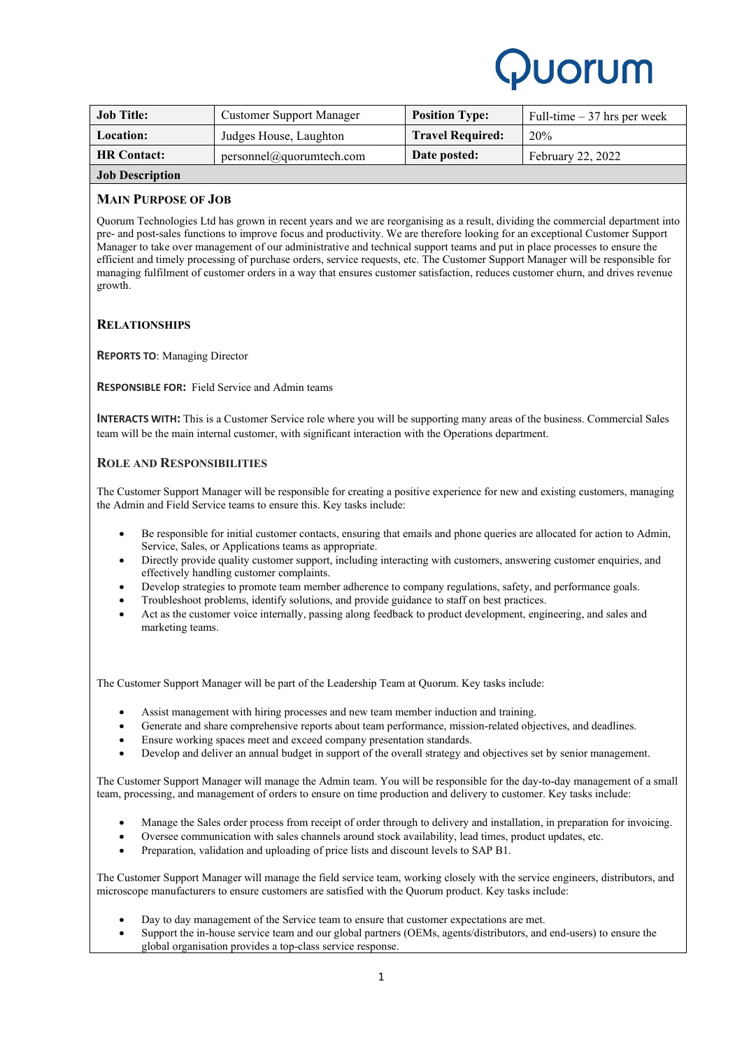# Quorum

| Job Title: | Customer Support Manager | Position Type: | Full-time – 37 hrs per week |
|---|---|---|---|
| Location: | Judges House, Laughton | Travel Required: | 20% |
| HR Contact: | personnel@quorumtech.com | Date posted: | February 22, 2022 |

**Job Description**

## Main Purpose of Job

Quorum Technologies Ltd has grown in recent years and we are reorganising as a result, dividing the commercial department into pre- and post-sales functions to improve focus and productivity. We are therefore looking for an exceptional Customer Support Manager to take over management of our administrative and technical support teams and put in place processes to ensure the efficient and timely processing of purchase orders, service requests, etc. The Customer Support Manager will be responsible for managing fulfilment of customer orders in a way that ensures customer satisfaction, reduces customer churn, and drives revenue growth.

## Relationships

**Reports To**: Managing Director

**Responsible For:** Field Service and Admin teams

**Interacts With:** This is a Customer Service role where you will be supporting many areas of the business. Commercial Sales team will be the main internal customer, with significant interaction with the Operations department.

## Role and Responsibilities

The Customer Support Manager will be responsible for creating a positive experience for new and existing customers, managing the Admin and Field Service teams to ensure this. Key tasks include:

- Be responsible for initial customer contacts, ensuring that emails and phone queries are allocated for action to Admin, Service, Sales, or Applications teams as appropriate.
- Directly provide quality customer support, including interacting with customers, answering customer enquiries, and effectively handling customer complaints.
- Develop strategies to promote team member adherence to company regulations, safety, and performance goals.
- Troubleshoot problems, identify solutions, and provide guidance to staff on best practices.
- Act as the customer voice internally, passing along feedback to product development, engineering, and sales and marketing teams.

The Customer Support Manager will be part of the Leadership Team at Quorum. Key tasks include:

- Assist management with hiring processes and new team member induction and training.
- Generate and share comprehensive reports about team performance, mission-related objectives, and deadlines.
- Ensure working spaces meet and exceed company presentation standards.
- Develop and deliver an annual budget in support of the overall strategy and objectives set by senior management.

The Customer Support Manager will manage the Admin team. You will be responsible for the day-to-day management of a small team, processing, and management of orders to ensure on time production and delivery to customer. Key tasks include:

- Manage the Sales order process from receipt of order through to delivery and installation, in preparation for invoicing.
- Oversee communication with sales channels around stock availability, lead times, product updates, etc.
- Preparation, validation and uploading of price lists and discount levels to SAP B1.

The Customer Support Manager will manage the field service team, working closely with the service engineers, distributors, and microscope manufacturers to ensure customers are satisfied with the Quorum product. Key tasks include:

- Day to day management of the Service team to ensure that customer expectations are met.
- Support the in-house service team and our global partners (OEMs, agents/distributors, and end-users) to ensure the global organisation provides a top-class service response.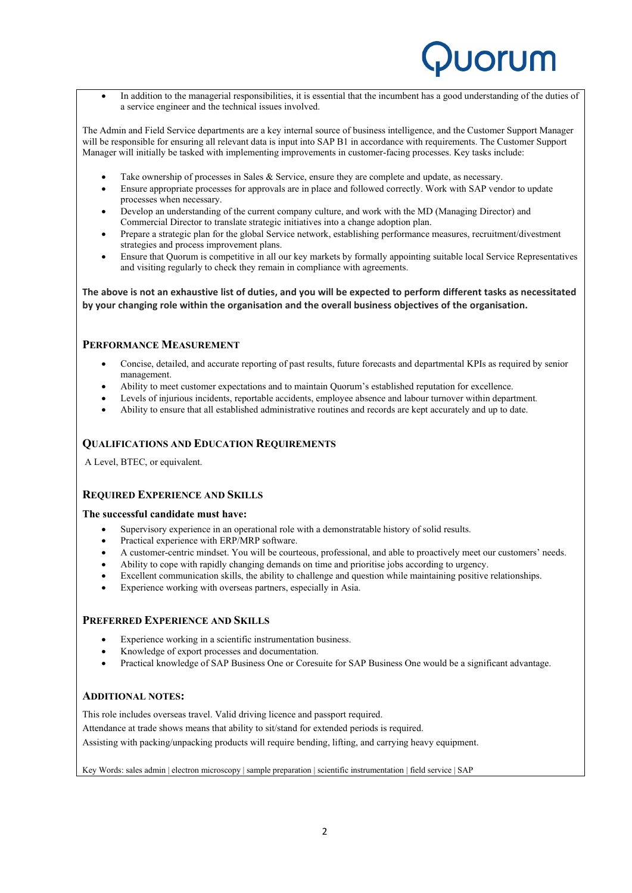- In addition to the managerial responsibilities, it is essential that the incumbent has a good understanding of the duties of a service engineer and the technical issues involved.

The Admin and Field Service departments are a key internal source of business intelligence, and the Customer Support Manager will be responsible for ensuring all relevant data is input into SAP B1 in accordance with requirements. The Customer Support Manager will initially be tasked with implementing improvements in customer-facing processes. Key tasks include:

- Take ownership of processes in Sales & Service, ensure they are complete and update, as necessary.
- Ensure appropriate processes for approvals are in place and followed correctly. Work with SAP vendor to update processes when necessary.
- Develop an understanding of the current company culture, and work with the MD (Managing Director) and Commercial Director to translate strategic initiatives into a change adoption plan.
- Prepare a strategic plan for the global Service network, establishing performance measures, recruitment/divestment strategies and process improvement plans.
- Ensure that Quorum is competitive in all our key markets by formally appointing suitable local Service Representatives and visiting regularly to check they remain in compliance with agreements.

**The above is not an exhaustive list of duties, and you will be expected to perform different tasks as necessitated by your changing role within the organisation and the overall business objectives of the organisation.**

## Performance Measurement

- Concise, detailed, and accurate reporting of past results, future forecasts and departmental KPIs as required by senior management.
- Ability to meet customer expectations and to maintain Quorum's established reputation for excellence.
- Levels of injurious incidents, reportable accidents, employee absence and labour turnover within department.
- Ability to ensure that all established administrative routines and records are kept accurately and up to date.

## Qualifications and Education Requirements

A Level, BTEC, or equivalent.

## Required Experience and Skills

**The successful candidate must have:**

- Supervisory experience in an operational role with a demonstratable history of solid results.
- Practical experience with ERP/MRP software.
- A customer-centric mindset. You will be courteous, professional, and able to proactively meet our customers' needs.
- Ability to cope with rapidly changing demands on time and prioritise jobs according to urgency.
- Excellent communication skills, the ability to challenge and question while maintaining positive relationships.
- Experience working with overseas partners, especially in Asia.

## Preferred Experience and Skills

- Experience working in a scientific instrumentation business.
- Knowledge of export processes and documentation.
- Practical knowledge of SAP Business One or Coresuite for SAP Business One would be a significant advantage.

## Additional Notes:

This role includes overseas travel. Valid driving licence and passport required.

Attendance at trade shows means that ability to sit/stand for extended periods is required.

Assisting with packing/unpacking products will require bending, lifting, and carrying heavy equipment.

Key Words: sales admin | electron microscopy | sample preparation | scientific instrumentation | field service | SAP